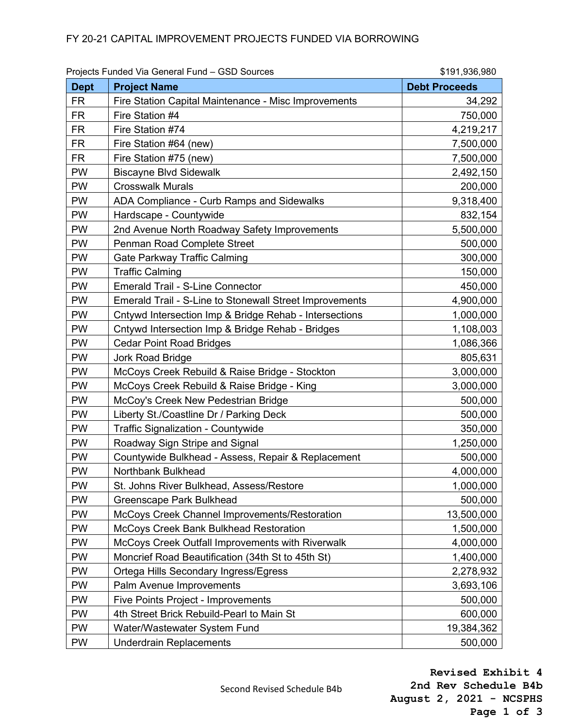# FY 20-21 CAPITAL IMPROVEMENT PROJECTS FUNDED VIA BORROWING

Projects Funded Via General Fund – GSD Sources $191,936,980

| Dept | Project Name | Debt Proceeds |
|---|---|---|
| FR | Fire Station Capital Maintenance - Misc Improvements | 34,292 |
| FR | Fire Station #4 | 750,000 |
| FR | Fire Station #74 | 4,219,217 |
| FR | Fire Station #64 (new) | 7,500,000 |
| FR | Fire Station #75 (new) | 7,500,000 |
| PW | Biscayne Blvd Sidewalk | 2,492,150 |
| PW | Crosswalk Murals | 200,000 |
| PW | ADA Compliance - Curb Ramps and Sidewalks | 9,318,400 |
| PW | Hardscape - Countywide | 832,154 |
| PW | 2nd Avenue North Roadway Safety Improvements | 5,500,000 |
| PW | Penman Road Complete Street | 500,000 |
| PW | Gate Parkway Traffic Calming | 300,000 |
| PW | Traffic Calming | 150,000 |
| PW | Emerald Trail - S-Line Connector | 450,000 |
| PW | Emerald Trail - S-Line to Stonewall Street Improvements | 4,900,000 |
| PW | Cntywd Intersection Imp & Bridge Rehab - Intersections | 1,000,000 |
| PW | Cntywd Intersection Imp & Bridge Rehab - Bridges | 1,108,003 |
| PW | Cedar Point Road Bridges | 1,086,366 |
| PW | Jork Road Bridge | 805,631 |
| PW | McCoys Creek Rebuild & Raise Bridge - Stockton | 3,000,000 |
| PW | McCoys Creek Rebuild & Raise Bridge - King | 3,000,000 |
| PW | McCoy's Creek New Pedestrian Bridge | 500,000 |
| PW | Liberty St./Coastline Dr / Parking Deck | 500,000 |
| PW | Traffic Signalization - Countywide | 350,000 |
| PW | Roadway Sign Stripe and Signal | 1,250,000 |
| PW | Countywide Bulkhead - Assess, Repair & Replacement | 500,000 |
| PW | Northbank Bulkhead | 4,000,000 |
| PW | St. Johns River Bulkhead, Assess/Restore | 1,000,000 |
| PW | Greenscape Park Bulkhead | 500,000 |
| PW | McCoys Creek Channel Improvements/Restoration | 13,500,000 |
| PW | McCoys Creek Bank Bulkhead Restoration | 1,500,000 |
| PW | McCoys Creek Outfall Improvements with Riverwalk | 4,000,000 |
| PW | Moncrief Road Beautification (34th St to 45th St) | 1,400,000 |
| PW | Ortega Hills Secondary Ingress/Egress | 2,278,932 |
| PW | Palm Avenue Improvements | 3,693,106 |
| PW | Five Points Project - Improvements | 500,000 |
| PW | 4th Street Brick Rebuild-Pearl to Main St | 600,000 |
| PW | Water/Wastewater System Fund | 19,384,362 |
| PW | Underdrain Replacements | 500,000 |

Second Revised Schedule B4b

**Revised Exhibit 4**
**2nd Rev Schedule B4b**
**August 2, 2021 - NCSPHS**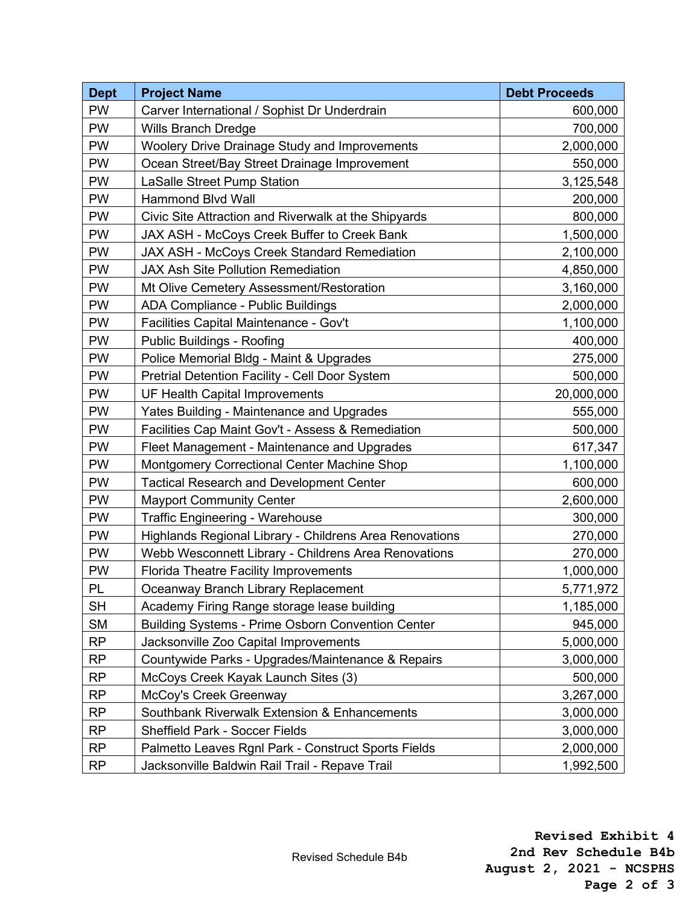| Dept | Project Name | Debt Proceeds |
|---|---|---|
| PW | Carver International / Sophist Dr Underdrain | 600,000 |
| PW | Wills Branch Dredge | 700,000 |
| PW | Woolery Drive Drainage Study and Improvements | 2,000,000 |
| PW | Ocean Street/Bay Street Drainage Improvement | 550,000 |
| PW | LaSalle Street Pump Station | 3,125,548 |
| PW | Hammond Blvd Wall | 200,000 |
| PW | Civic Site Attraction and Riverwalk at the Shipyards | 800,000 |
| PW | JAX ASH - McCoys Creek Buffer to Creek Bank | 1,500,000 |
| PW | JAX ASH - McCoys Creek Standard Remediation | 2,100,000 |
| PW | JAX Ash Site Pollution Remediation | 4,850,000 |
| PW | Mt Olive Cemetery Assessment/Restoration | 3,160,000 |
| PW | ADA Compliance - Public Buildings | 2,000,000 |
| PW | Facilities Capital Maintenance - Gov't | 1,100,000 |
| PW | Public Buildings - Roofing | 400,000 |
| PW | Police Memorial Bldg - Maint & Upgrades | 275,000 |
| PW | Pretrial Detention Facility - Cell Door System | 500,000 |
| PW | UF Health Capital Improvements | 20,000,000 |
| PW | Yates Building - Maintenance and Upgrades | 555,000 |
| PW | Facilities Cap Maint Gov't - Assess & Remediation | 500,000 |
| PW | Fleet Management - Maintenance and Upgrades | 617,347 |
| PW | Montgomery Correctional Center Machine Shop | 1,100,000 |
| PW | Tactical Research and Development Center | 600,000 |
| PW | Mayport Community Center | 2,600,000 |
| PW | Traffic Engineering - Warehouse | 300,000 |
| PW | Highlands Regional Library - Childrens Area Renovations | 270,000 |
| PW | Webb Wesconnett Library - Childrens Area Renovations | 270,000 |
| PW | Florida Theatre Facility Improvements | 1,000,000 |
| PL | Oceanway Branch Library Replacement | 5,771,972 |
| SH | Academy Firing Range storage lease building | 1,185,000 |
| SM | Building Systems - Prime Osborn Convention Center | 945,000 |
| RP | Jacksonville Zoo Capital Improvements | 5,000,000 |
| RP | Countywide Parks - Upgrades/Maintenance & Repairs | 3,000,000 |
| RP | McCoys Creek Kayak Launch Sites (3) | 500,000 |
| RP | McCoy's Creek Greenway | 3,267,000 |
| RP | Southbank Riverwalk Extension & Enhancements | 3,000,000 |
| RP | Sheffield Park - Soccer Fields | 3,000,000 |
| RP | Palmetto Leaves Rgnl Park - Construct Sports Fields | 2,000,000 |
| RP | Jacksonville Baldwin Rail Trail - Repave Trail | 1,992,500 |

Revised Schedule B4b

**Revised Exhibit 4**
**2nd Rev Schedule B4b**
**August 2, 2021 - NCSPHS**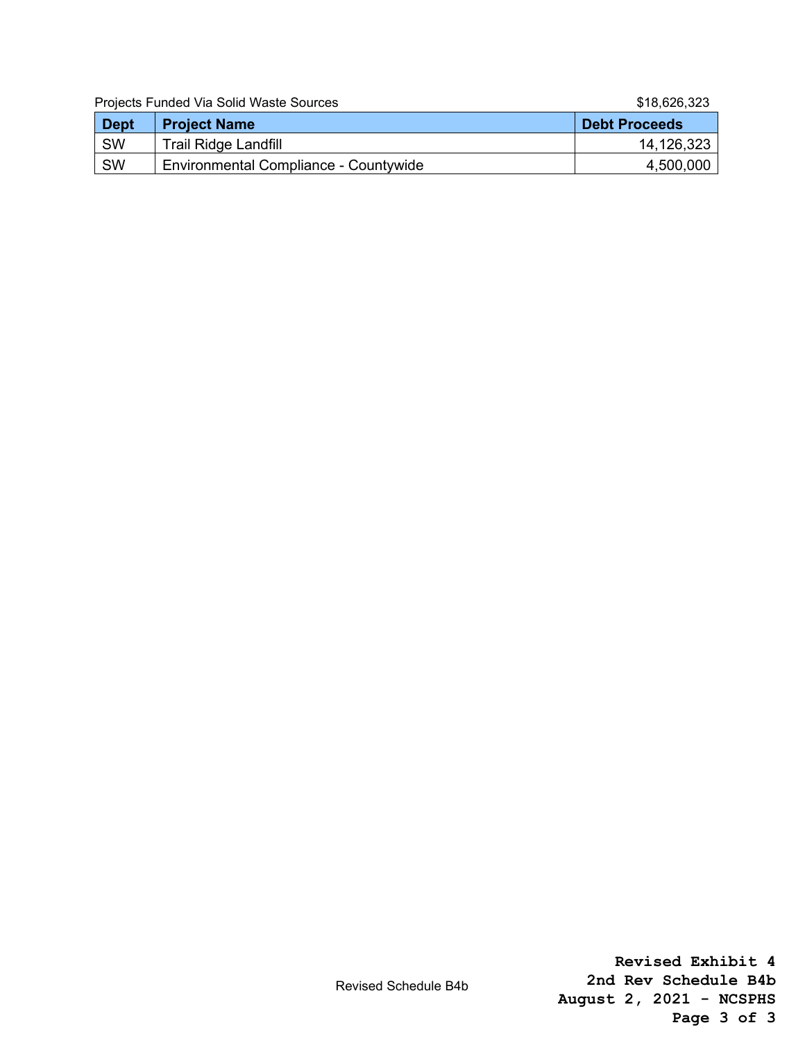Projects Funded Via Solid Waste Sources $18,626,323

| Dept | Project Name | Debt Proceeds |
|---|---|---|
| SW | Trail Ridge Landfill | 14,126,323 |
| SW | Environmental Compliance - Countywide | 4,500,000 |

Revised Schedule B4b

**Revised Exhibit 4**
**2nd Rev Schedule B4b**
**August 2, 2021 - NCSPHS**